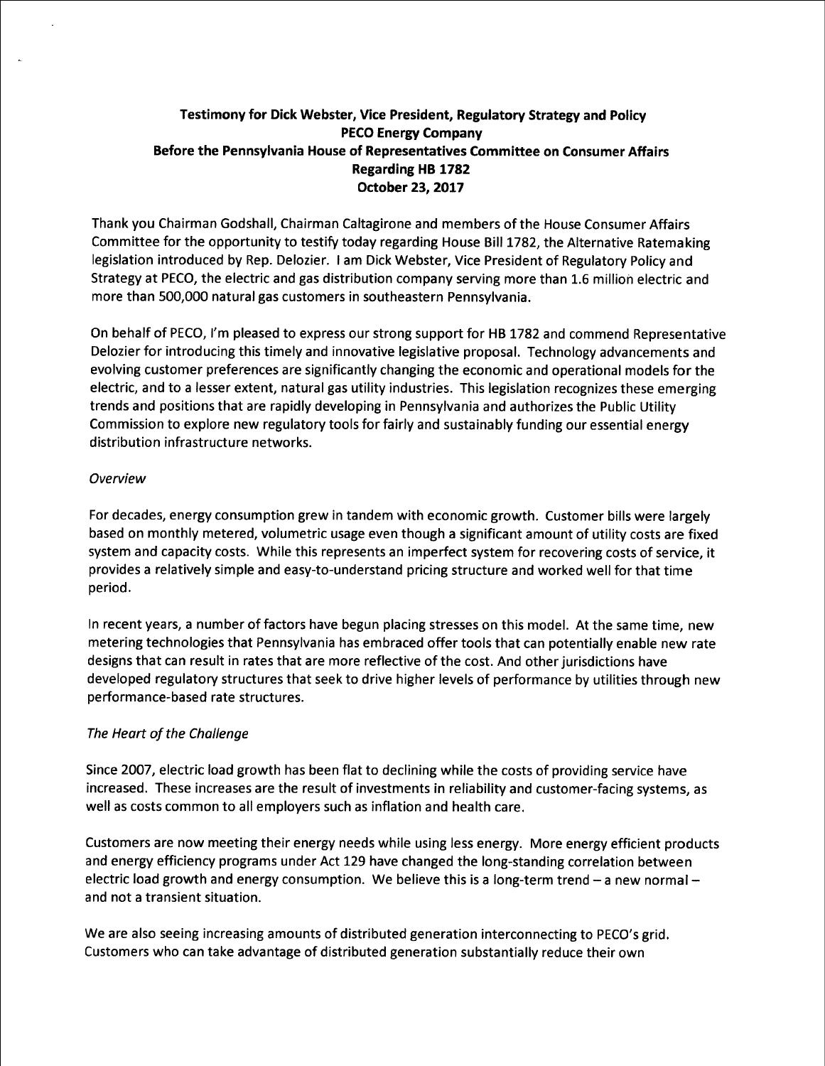**Testimony for Dick Webster, Vice President, Regulatory Strategy and Policy**
**PECO Energy Company**
**Before the Pennsylvania House of Representatives Committee on Consumer Affairs**
**Regarding HB 1782**
**October 23, 2017**

Thank you Chairman Godshall, Chairman Caltagirone and members of the House Consumer Affairs Committee for the opportunity to testify today regarding House Bill 1782, the Alternative Ratemaking legislation introduced by Rep. Delozier. I am Dick Webster, Vice President of Regulatory Policy and Strategy at PECO, the electric and gas distribution company serving more than 1.6 million electric and more than 500,000 natural gas customers in southeastern Pennsylvania.

On behalf of PECO, I'm pleased to express our strong support for HB 1782 and commend Representative Delozier for introducing this timely and innovative legislative proposal. Technology advancements and evolving customer preferences are significantly changing the economic and operational models for the electric, and to a lesser extent, natural gas utility industries. This legislation recognizes these emerging trends and positions that are rapidly developing in Pennsylvania and authorizes the Public Utility Commission to explore new regulatory tools for fairly and sustainably funding our essential energy distribution infrastructure networks.

*Overview*

For decades, energy consumption grew in tandem with economic growth. Customer bills were largely based on monthly metered, volumetric usage even though a significant amount of utility costs are fixed system and capacity costs. While this represents an imperfect system for recovering costs of service, it provides a relatively simple and easy-to-understand pricing structure and worked well for that time period.

In recent years, a number of factors have begun placing stresses on this model. At the same time, new metering technologies that Pennsylvania has embraced offer tools that can potentially enable new rate designs that can result in rates that are more reflective of the cost. And other jurisdictions have developed regulatory structures that seek to drive higher levels of performance by utilities through new performance-based rate structures.

*The Heart of the Challenge*

Since 2007, electric load growth has been flat to declining while the costs of providing service have increased. These increases are the result of investments in reliability and customer-facing systems, as well as costs common to all employers such as inflation and health care.

Customers are now meeting their energy needs while using less energy. More energy efficient products and energy efficiency programs under Act 129 have changed the long-standing correlation between electric load growth and energy consumption. We believe this is a long-term trend – a new normal – and not a transient situation.

We are also seeing increasing amounts of distributed generation interconnecting to PECO's grid. Customers who can take advantage of distributed generation substantially reduce their own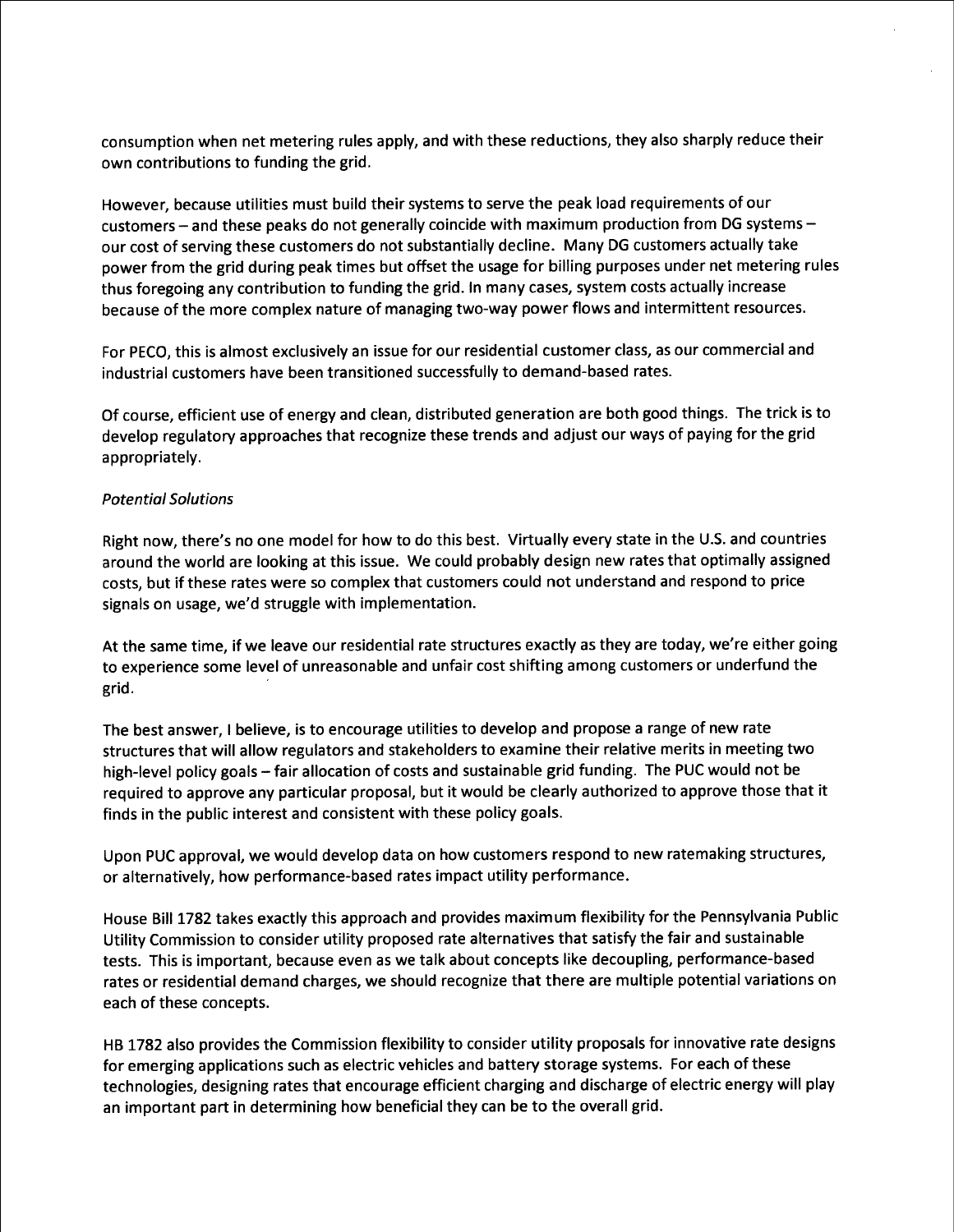consumption when net metering rules apply, and with these reductions, they also sharply reduce their own contributions to funding the grid.

However, because utilities must build their systems to serve the peak load requirements of our customers – and these peaks do not generally coincide with maximum production from DG systems – our cost of serving these customers do not substantially decline. Many DG customers actually take power from the grid during peak times but offset the usage for billing purposes under net metering rules thus foregoing any contribution to funding the grid. In many cases, system costs actually increase because of the more complex nature of managing two-way power flows and intermittent resources.

For PECO, this is almost exclusively an issue for our residential customer class, as our commercial and industrial customers have been transitioned successfully to demand-based rates.

Of course, efficient use of energy and clean, distributed generation are both good things. The trick is to develop regulatory approaches that recognize these trends and adjust our ways of paying for the grid appropriately.

*Potential Solutions*

Right now, there's no one model for how to do this best. Virtually every state in the U.S. and countries around the world are looking at this issue. We could probably design new rates that optimally assigned costs, but if these rates were so complex that customers could not understand and respond to price signals on usage, we'd struggle with implementation.

At the same time, if we leave our residential rate structures exactly as they are today, we're either going to experience some level of unreasonable and unfair cost shifting among customers or underfund the grid.

The best answer, I believe, is to encourage utilities to develop and propose a range of new rate structures that will allow regulators and stakeholders to examine their relative merits in meeting two high-level policy goals – fair allocation of costs and sustainable grid funding. The PUC would not be required to approve any particular proposal, but it would be clearly authorized to approve those that it finds in the public interest and consistent with these policy goals.

Upon PUC approval, we would develop data on how customers respond to new ratemaking structures, or alternatively, how performance-based rates impact utility performance.

House Bill 1782 takes exactly this approach and provides maximum flexibility for the Pennsylvania Public Utility Commission to consider utility proposed rate alternatives that satisfy the fair and sustainable tests. This is important, because even as we talk about concepts like decoupling, performance-based rates or residential demand charges, we should recognize that there are multiple potential variations on each of these concepts.

HB 1782 also provides the Commission flexibility to consider utility proposals for innovative rate designs for emerging applications such as electric vehicles and battery storage systems. For each of these technologies, designing rates that encourage efficient charging and discharge of electric energy will play an important part in determining how beneficial they can be to the overall grid.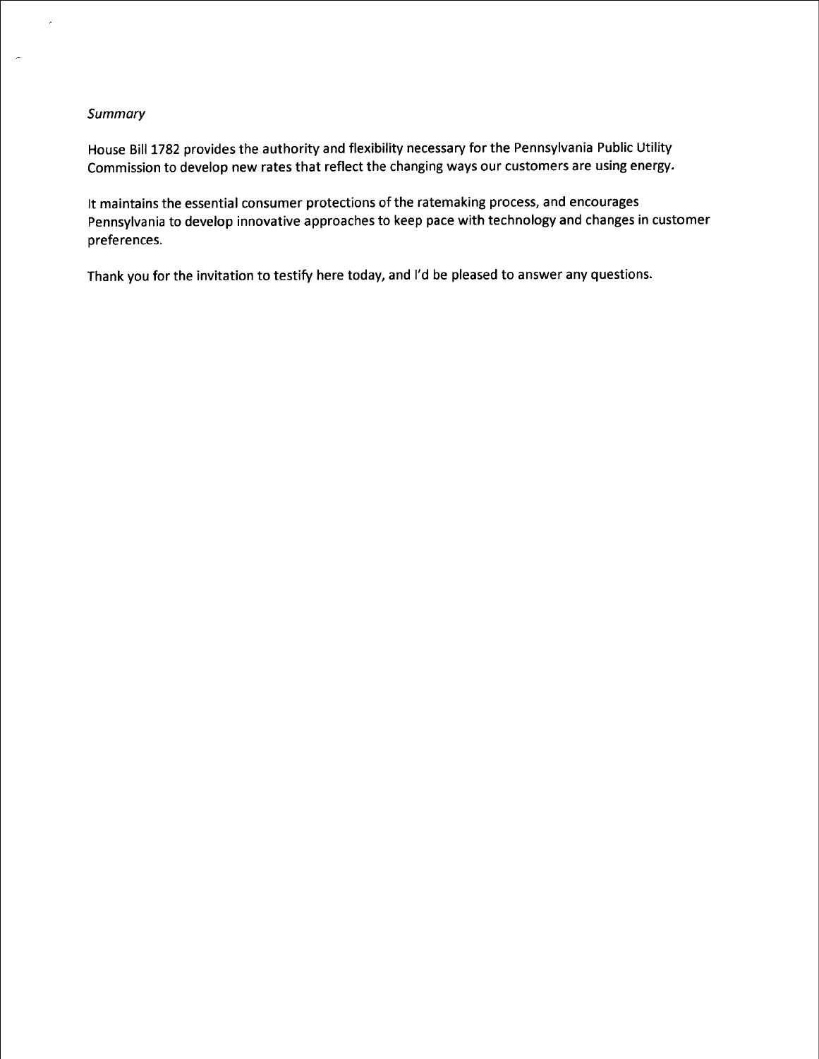*Summary*

House Bill 1782 provides the authority and flexibility necessary for the Pennsylvania Public Utility Commission to develop new rates that reflect the changing ways our customers are using energy.

It maintains the essential consumer protections of the ratemaking process, and encourages Pennsylvania to develop innovative approaches to keep pace with technology and changes in customer preferences.

Thank you for the invitation to testify here today, and I'd be pleased to answer any questions.